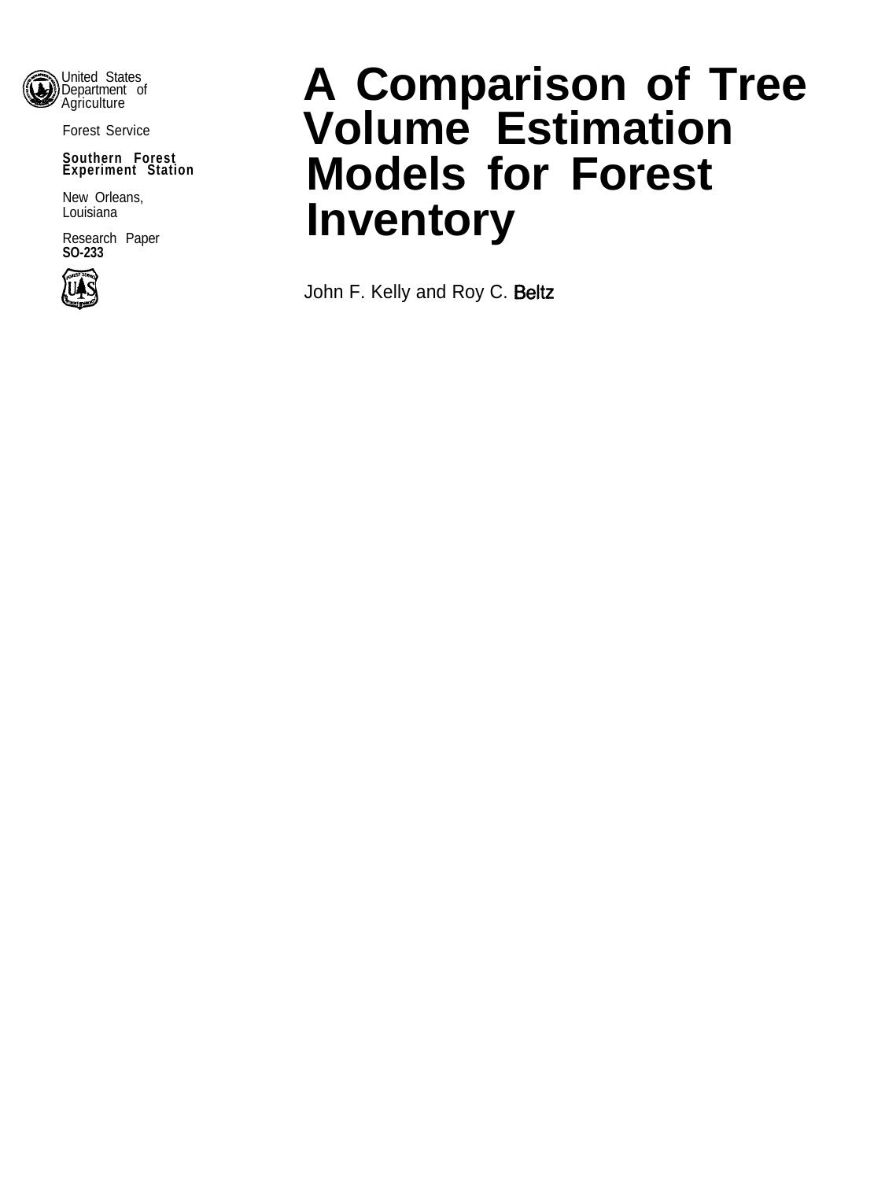United States Department of Agriculture

Forest Service

**Southern Forest Experiment Station**

New Orleans, Louisiana

Research Paper **SO-233**

# A Comparison of Tree Volume Estimation Models for Forest Inventory

John F. Kelly and Roy C. Beltz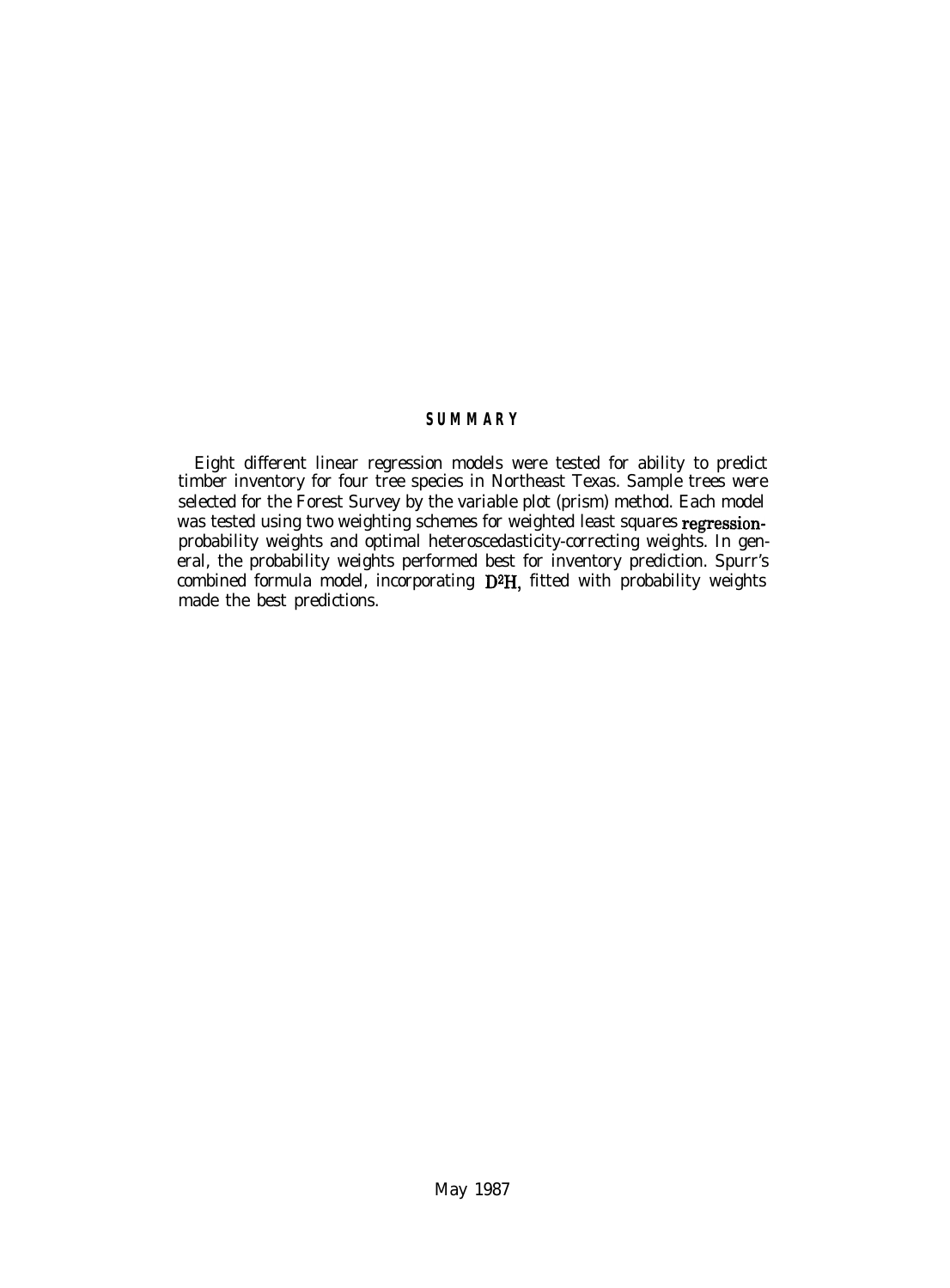## SUMMARY

Eight different linear regression models were tested for ability to predict timber inventory for four tree species in Northeast Texas. Sample trees were selected for the Forest Survey by the variable plot (prism) method. Each model was tested using two weighting schemes for weighted least squares regression-probability weights and optimal heteroscedasticity-correcting weights. In general, the probability weights performed best for inventory prediction. Spurr's combined formula model, incorporating $D^2H$, fitted with probability weights made the best predictions.

May 1987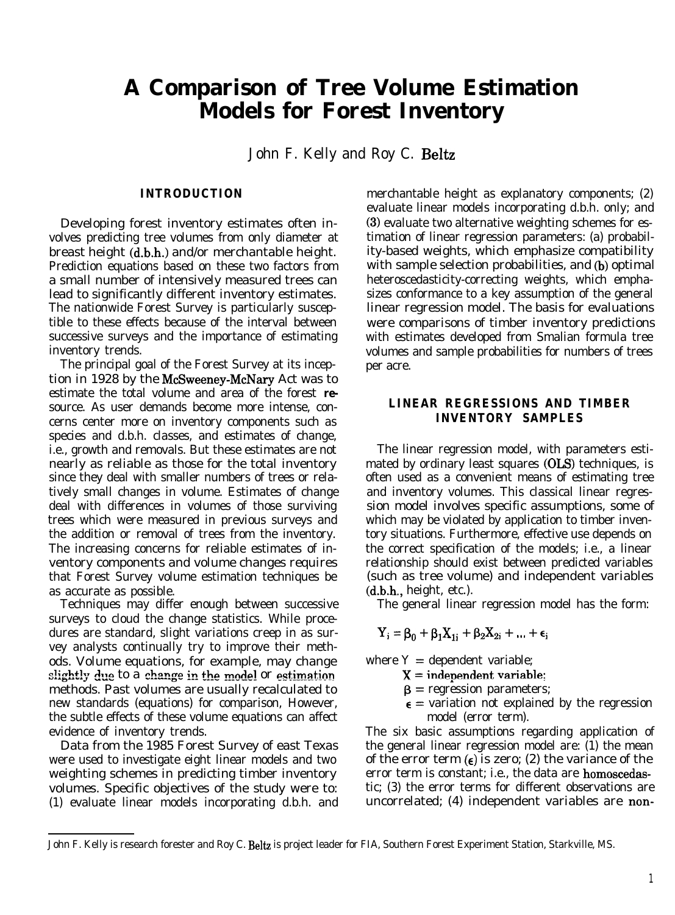# A Comparison of Tree Volume Estimation Models for Forest Inventory

John F. Kelly and Roy C. Beltz

## INTRODUCTION

Developing forest inventory estimates often involves predicting tree volumes from only diameter at breast height (d.b.h.) and/or merchantable height. Prediction equations based on these two factors from a small number of intensively measured trees can lead to significantly different inventory estimates. The nationwide Forest Survey is particularly susceptible to these effects because of the interval between successive surveys and the importance of estimating inventory trends.

The principal goal of the Forest Survey at its inception in 1928 by the McSweeney-McNary Act was to estimate the total volume and area of the forest resource. As user demands become more intense, concerns center more on inventory components such as species and d.b.h. classes, and estimates of change, i.e., growth and removals. But these estimates are not nearly as reliable as those for the total inventory since they deal with smaller numbers of trees or relatively small changes in volume. Estimates of change deal with differences in volumes of those surviving trees which were measured in previous surveys and the addition or removal of trees from the inventory. The increasing concerns for reliable estimates of inventory components and volume changes requires that Forest Survey volume estimation techniques be as accurate as possible.

Techniques may differ enough between successive surveys to cloud the change statistics. While procedures are standard, slight variations creep in as survey analysts continually try to improve their methods. Volume equations, for example, may change slightly due to a change in the model or estimation methods. Past volumes are usually recalculated to new standards (equations) for comparison, However, the subtle effects of these volume equations can affect evidence of inventory trends.

Data from the 1985 Forest Survey of east Texas were used to investigate eight linear models and two weighting schemes in predicting timber inventory volumes. Specific objectives of the study were to: (1) evaluate linear models incorporating d.b.h. and merchantable height as explanatory components; (2) evaluate linear models incorporating d.b.h. only; and (3) evaluate two alternative weighting schemes for estimation of linear regression parameters: (a) probability-based weights, which emphasize compatibility with sample selection probabilities, and (b) optimal heteroscedasticity-correcting weights, which emphasizes conformance to a key assumption of the general linear regression model. The basis for evaluations were comparisons of timber inventory predictions with estimates developed from Smalian formula tree volumes and sample probabilities for numbers of trees per acre.

## LINEAR REGRESSIONS AND TIMBER INVENTORY SAMPLES

The linear regression model, with parameters estimated by ordinary least squares (OLS) techniques, is often used as a convenient means of estimating tree and inventory volumes. This classical linear regression model involves specific assumptions, some of which may be violated by application to timber inventory situations. Furthermore, effective use depends on the correct specification of the models; i.e., a linear relationship should exist between predicted variables (such as tree volume) and independent variables (d.b.h., height, etc.).

The general linear regression model has the form:

$$Y_i = \beta_0 + \beta_1 X_{1i} + \beta_2 X_{2i} + \ldots + \epsilon_i$$

where $Y$ = dependent variable;
$X$ = independent variable;
$\beta$ = regression parameters;
$\epsilon$ = variation not explained by the regression model (error term).

The six basic assumptions regarding application of the general linear regression model are: (1) the mean of the error term ($\epsilon$) is zero; (2) the variance of the error term is constant; i.e., the data are homoscedastic; (3) the error terms for different observations are uncorrelated; (4) independent variables are non-

John F. Kelly is research forester and Roy C. Beltz is project leader for FIA, Southern Forest Experiment Station, Starkville, MS.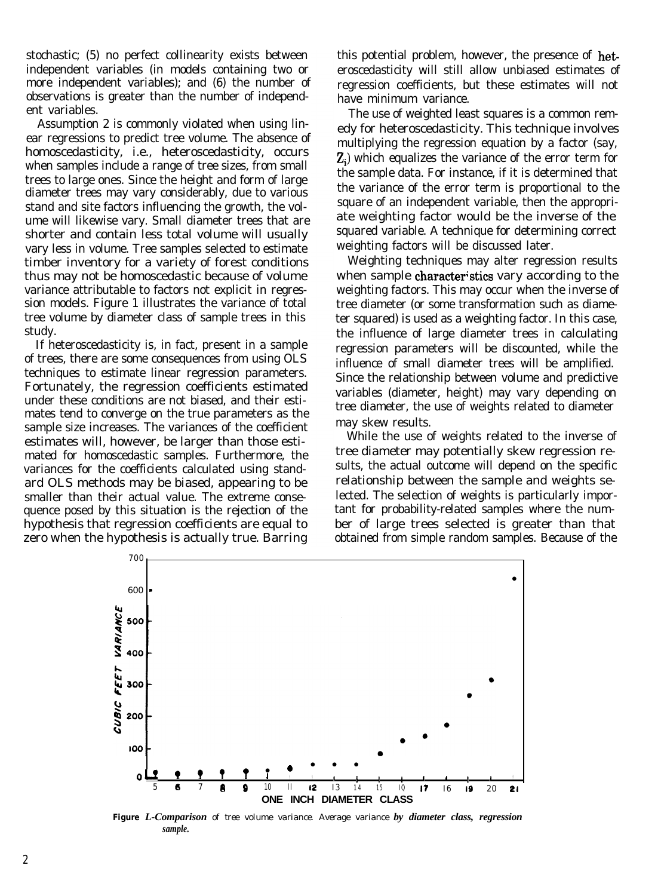stochastic; (5) no perfect collinearity exists between independent variables (in models containing two or more independent variables); and (6) the number of observations is greater than the number of independent variables.

Assumption 2 is commonly violated when using linear regressions to predict tree volume. The absence of homoscedasticity, i.e., heteroscedasticity, occurs when samples include a range of tree sizes, from small trees to large ones. Since the height and form of large diameter trees may vary considerably, due to various stand and site factors influencing the growth, the volume will likewise vary. Small diameter trees that are shorter and contain less total volume will usually vary less in volume. Tree samples selected to estimate timber inventory for a variety of forest conditions thus may not be homoscedastic because of volume variance attributable to factors not explicit in regression models. Figure 1 illustrates the variance of total tree volume by diameter class of sample trees in this study.

If heteroscedasticity is, in fact, present in a sample of trees, there are some consequences from using OLS techniques to estimate linear regression parameters. Fortunately, the regression coefficients estimated under these conditions are not biased, and their estimates tend to converge on the true parameters as the sample size increases. The variances of the coefficient estimates will, however, be larger than those estimated for homoscedastic samples. Furthermore, the variances for the coefficients calculated using standard OLS methods may be biased, appearing to be smaller than their actual value. The extreme consequence posed by this situation is the rejection of the hypothesis that regression coefficients are equal to zero when the hypothesis is actually true. Barring this potential problem, however, the presence of heteroscedasticity will still allow unbiased estimates of regression coefficients, but these estimates will not have minimum variance.

The use of weighted least squares is a common remedy for heteroscedasticity. This technique involves multiplying the regression equation by a factor (say, $Z_i$) which equalizes the variance of the error term for the sample data. For instance, if it is determined that the variance of the error term is proportional to the square of an independent variable, then the appropriate weighting factor would be the inverse of the squared variable. A technique for determining correct weighting factors will be discussed later.

Weighting techniques may alter regression results when sample characteristics vary according to the weighting factors. This may occur when the inverse of tree diameter (or some transformation such as diameter squared) is used as a weighting factor. In this case, the influence of large diameter trees in calculating regression parameters will be discounted, while the influence of small diameter trees will be amplified. Since the relationship between volume and predictive variables (diameter, height) may vary depending on tree diameter, the use of weights related to diameter may skew results.

While the use of weights related to the inverse of tree diameter may potentially skew regression results, the actual outcome will depend on the specific relationship between the sample and weights selected. The selection of weights is particularly important for probability-related samples where the number of large trees selected is greater than that obtained from simple random samples. Because of the

**Figure 1**-*Comparison of tree volume variance. Average variance by diameter class, regression sample.*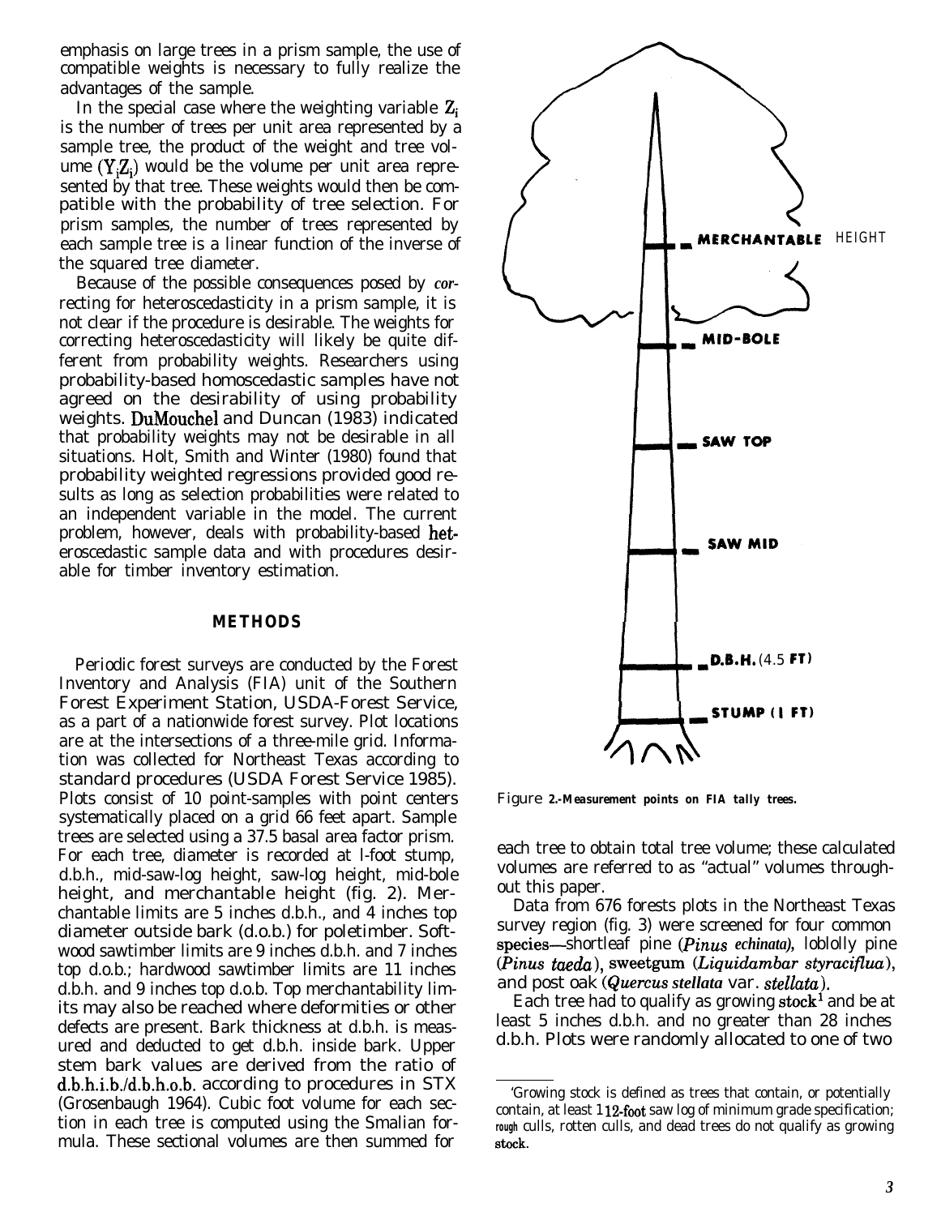emphasis on large trees in a prism sample, the use of compatible weights is necessary to fully realize the advantages of the sample.

In the special case where the weighting variable $Z_i$ is the number of trees per unit area represented by a sample tree, the product of the weight and tree volume ($Y_iZ_i$) would be the volume per unit area represented by that tree. These weights would then be compatible with the probability of tree selection. For prism samples, the number of trees represented by each sample tree is a linear function of the inverse of the squared tree diameter.

Because of the possible consequences posed by correcting for heteroscedasticity in a prism sample, it is not clear if the procedure is desirable. The weights for correcting heteroscedasticity will likely be quite different from probability weights. Researchers using probability-based homoscedastic samples have not agreed on the desirability of using probability weights. DuMouchel and Duncan (1983) indicated that probability weights may not be desirable in all situations. Holt, Smith and Winter (1980) found that probability weighted regressions provided good results as long as selection probabilities were related to an independent variable in the model. The current problem, however, deals with probability-based heteroscedastic sample data and with procedures desirable for timber inventory estimation.

## METHODS

Periodic forest surveys are conducted by the Forest Inventory and Analysis (FIA) unit of the Southern Forest Experiment Station, USDA-Forest Service, as a part of a nationwide forest survey. Plot locations are at the intersections of a three-mile grid. Information was collected for Northeast Texas according to standard procedures (USDA Forest Service 1985). Plots consist of 10 point-samples with point centers systematically placed on a grid 66 feet apart. Sample trees are selected using a 37.5 basal area factor prism. For each tree, diameter is recorded at 1-foot stump, d.b.h., mid-saw-log height, saw-log height, mid-bole height, and merchantable height (fig. 2). Merchantable limits are 5 inches d.b.h., and 4 inches top diameter outside bark (d.o.b.) for poletimber. Softwood sawtimber limits are 9 inches d.b.h. and 7 inches top d.o.b.; hardwood sawtimber limits are 11 inches d.b.h. and 9 inches top d.o.b. Top merchantability limits may also be reached where deformities or other defects are present. Bark thickness at d.b.h. is measured and deducted to get d.b.h. inside bark. Upper stem bark values are derived from the ratio of d.b.h.i.b./d.b.h.o.b. according to procedures in STX (Grosenbaugh 1964). Cubic foot volume for each section in each tree is computed using the Smalian formula. These sectional volumes are then summed for each tree to obtain total tree volume; these calculated volumes are referred to as "actual" volumes throughout this paper.

MERCHANTABLE HEIGHT

MID-BOLE

SAW TOP

SAW MID

D.B.H. (4.5 FT)

STUMP (1 FT)

Figure 2.-Measurement points on FIA tally trees.

Data from 676 forests plots in the Northeast Texas survey region (fig. 3) were screened for four common species—shortleaf pine (*Pinus echinata*), loblolly pine (*Pinus taeda*), sweetgum (*Liquidambar styraciflua*), and post oak (*Quercus stellata* var. *stellata*).

Each tree had to qualify as growing stock[1] and be at least 5 inches d.b.h. and no greater than 28 inches d.b.h. Plots were randomly allocated to one of two

[1]Growing stock is defined as trees that contain, or potentially contain, at least 1 12-foot saw log of minimum grade specification; rough culls, rotten culls, and dead trees do not qualify as growing stock.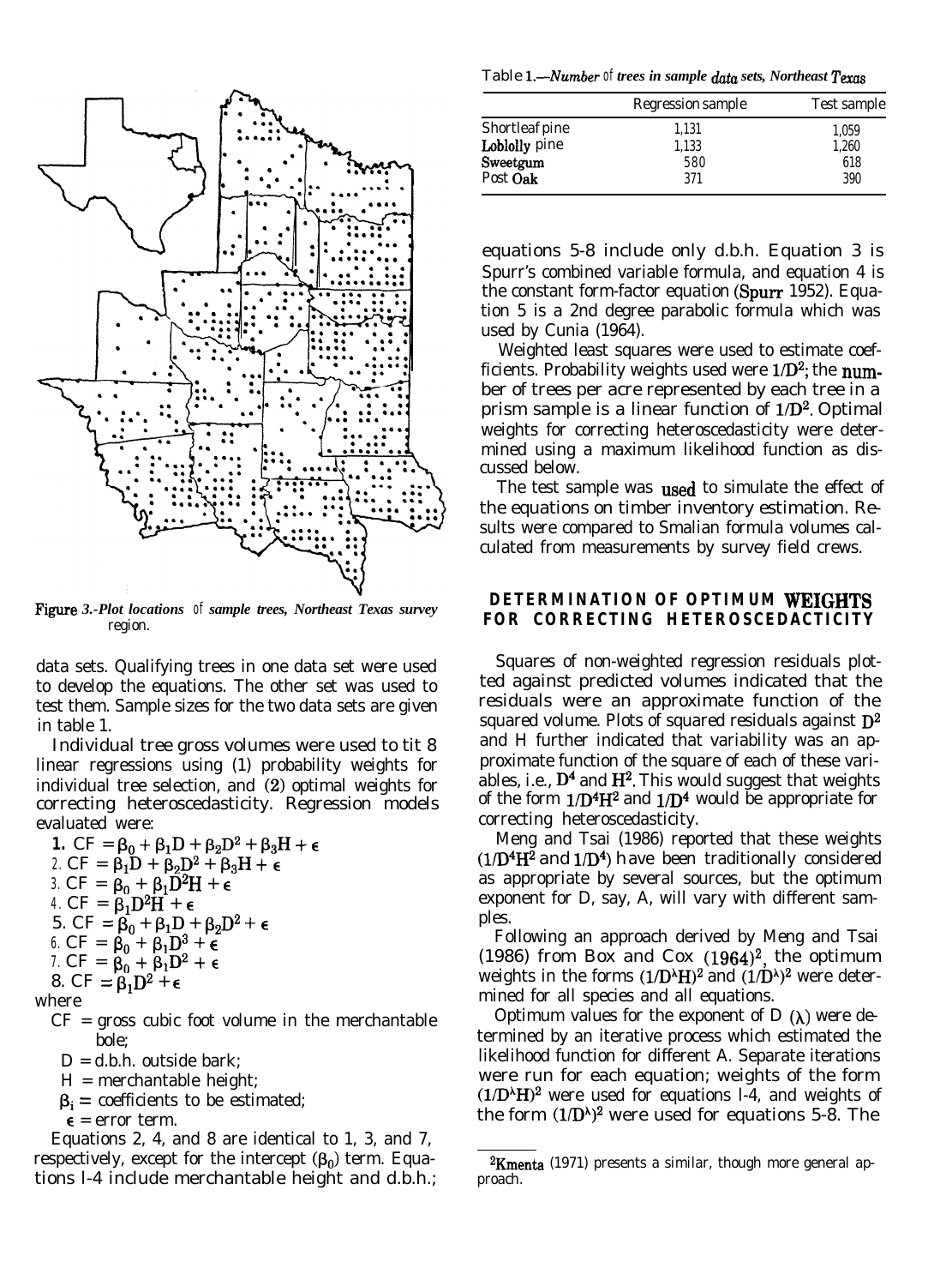Figure 3.-*Plot locations of sample trees, Northeast Texas survey region.*

data sets. Qualifying trees in one data set were used to develop the equations. The other set was used to test them. Sample sizes for the two data sets are given in table 1.

Individual tree gross volumes were used to tit 8 linear regressions using (1) probability weights for individual tree selection, and (2) optimal weights for correcting heteroscedasticity. Regression models evaluated were:

1. $CF = \beta_0 + \beta_1 D + \beta_2 D^2 + \beta_3 H + \epsilon$
2. $CF = \beta_1 D + \beta_2 D^2 + \beta_3 H + \epsilon$
3. $CF = \beta_0 + \beta_1 D^2 H + \epsilon$
4. $CF = \beta_1 D^2 H + \epsilon$
5. $CF = \beta_0 + \beta_1 D + \beta_2 D^2 + \epsilon$
6. $CF = \beta_0 + \beta_1 D^3 + \epsilon$
7. $CF = \beta_0 + \beta_1 D^2 + \epsilon$
8. $CF = \beta_1 D^2 + \epsilon$

where

- $CF$ = gross cubic foot volume in the merchantable bole;
- $D$ = d.b.h. outside bark;
- $H$ = merchantable height;
- $\beta_i$ = coefficients to be estimated;
- $\epsilon$ = error term.

Equations 2, 4, and 8 are identical to 1, 3, and 7, respectively, except for the intercept ($\beta_0$) term. Equations l-4 include merchantable height and d.b.h.; equations 5-8 include only d.b.h. Equation 3 is Spurr's combined variable formula, and equation 4 is the constant form-factor equation (Spurr 1952). Equation 5 is a 2nd degree parabolic formula which was used by Cunia (1964).

Table 1.—*Number of trees in sample data sets, Northeast Texas*

| | Regression sample | Test sample |
|---|---|---|
| Shortleaf pine | 1,131 | 1,059 |
| Loblolly pine | 1,133 | 1,260 |
| Sweetgum | 580 | 618 |
| Post Oak | 371 | 390 |

Weighted least squares were used to estimate coefficients. Probability weights used were $1/D^2$; the number of trees per acre represented by each tree in a prism sample is a linear function of $1/D^2$. Optimal weights for correcting heteroscedasticity were determined using a maximum likelihood function as discussed below.

The test sample was used to simulate the effect of the equations on timber inventory estimation. Results were compared to Smalian formula volumes calculated from measurements by survey field crews.

## DETERMINATION OF OPTIMUM WEIGHTS FOR CORRECTING HETEROSCEDACTICITY

Squares of non-weighted regression residuals plotted against predicted volumes indicated that the residuals were an approximate function of the squared volume. Plots of squared residuals against $D^2$ and H further indicated that variability was an approximate function of the square of each of these variables, i.e., $D^4$ and $H^2$. This would suggest that weights of the form $1/D^4H^2$ and $1/D^4$ would be appropriate for correcting heteroscedasticity.

Meng and Tsai (1986) reported that these weights ($1/D^4H^2$ and $1/D^4$) have been traditionally considered as appropriate by several sources, but the optimum exponent for D, say, A, will vary with different samples.

Following an approach derived by Meng and Tsai (1986) from Box and Cox (1964)[2], the optimum weights in the forms $(1/D^\lambda H)^2$ and $(1/D^\lambda)^2$ were determined for all species and all equations.

Optimum values for the exponent of D ($\lambda$) were determined by an iterative process which estimated the likelihood function for different A. Separate iterations were run for each equation; weights of the form $(1/D^\lambda H)^2$ were used for equations l-4, and weights of the form $(1/D^\lambda)^2$ were used for equations 5-8. The

[2]Kmenta (1971) presents a similar, though more general approach.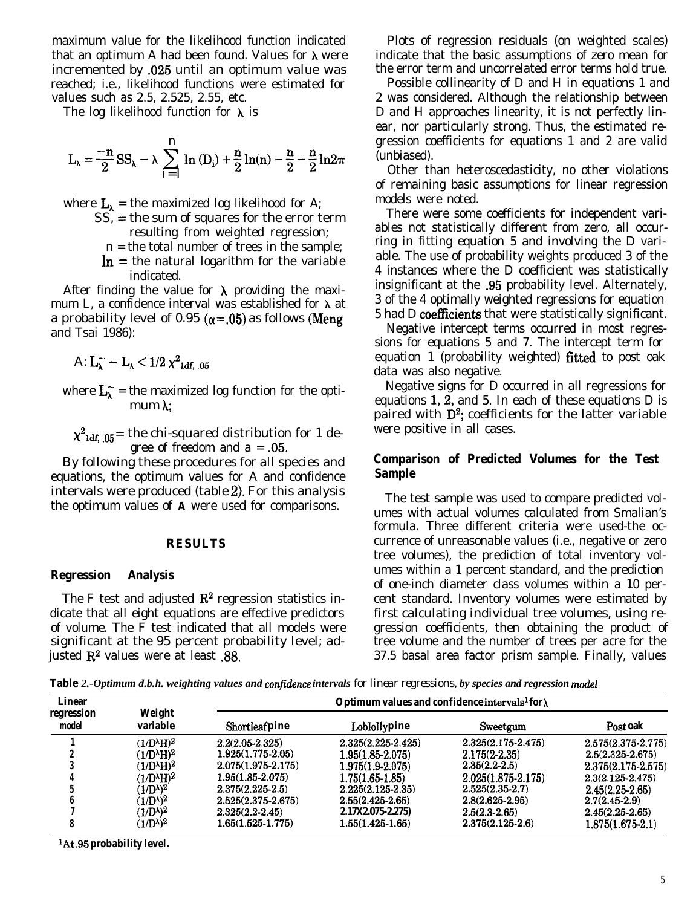maximum value for the likelihood function indicated that an optimum A had been found. Values for $\lambda$ were incremented by .025 until an optimum value was reached; i.e., likelihood functions were estimated for values such as 2.5, 2.525, 2.55, etc.

The log likelihood function for $\lambda$ is

$$L_\lambda = \frac{-n}{2} SS_\lambda - \lambda \sum_{i=1}^{n} \ln (D_i) + \frac{n}{2} \ln(n) - \frac{n}{2} - \frac{n}{2} \ln 2\pi$$

where $L_\lambda$ = the maximized log likelihood for A;
$SS_\lambda$ = the sum of squares for the error term resulting from weighted regression;
n = the total number of trees in the sample;
ln = the natural logarithm for the variable indicated.

After finding the value for $\lambda$ providing the maximum L, a confidence interval was established for $\lambda$ at a probability level of 0.95 ($\alpha$=.05) as follows (Meng and Tsai 1986):

$$A: L_{\tilde{\lambda}} - L_\lambda < 1/2\, \chi^2_{1df,\ .05}$$

where $L_{\tilde{\lambda}}$ = the maximized log function for the optimum $\lambda$;

$\chi^2_{1df,\ .05}$ = the chi-squared distribution for 1 degree of freedom and a = .05.

By following these procedures for all species and equations, the optimum values for A and confidence intervals were produced (table 2). For this analysis the optimum values of **A** were used for comparisons.

## RESULTS

### Regression Analysis

The F test and adjusted $R^2$ regression statistics indicate that all eight equations are effective predictors of volume. The F test indicated that all models were significant at the 95 percent probability level; adjusted $R^2$ values were at least .88.

Plots of regression residuals (on weighted scales) indicate that the basic assumptions of zero mean for the error term and uncorrelated error terms hold true.

Possible collinearity of D and H in equations 1 and 2 was considered. Although the relationship between D and H approaches linearity, it is not perfectly linear, nor particularly strong. Thus, the estimated regression coefficients for equations 1 and 2 are valid (unbiased).

Other than heteroscedasticity, no other violations of remaining basic assumptions for linear regression models were noted.

There were some coefficients for independent variables not statistically different from zero, all occurring in fitting equation 5 and involving the D variable. The use of probability weights produced 3 of the 4 instances where the D coefficient was statistically insignificant at the .95 probability level. Alternately, 3 of the 4 optimally weighted regressions for equation 5 had D coefficients that were statistically significant.

Negative intercept terms occurred in most regressions for equations 5 and 7. The intercept term for equation 1 (probability weighted) fitted to post oak data was also negative.

Negative signs for D occurred in all regressions for equations 1, 2, and 5. In each of these equations D is paired with $D^2$; coefficients for the latter variable were positive in all cases.

### Comparison of Predicted Volumes for the Test Sample

The test sample was used to compare predicted volumes with actual volumes calculated from Smalian's formula. Three different criteria were used-the occurrence of unreasonable values (i.e., negative or zero tree volumes), the prediction of total inventory volumes within a 1 percent standard, and the prediction of one-inch diameter class volumes within a 10 percent standard. Inventory volumes were estimated by first calculating individual tree volumes, using regression coefficients, then obtaining the product of tree volume and the number of trees per acre for the 37.5 basal area factor prism sample. Finally, values

**Table** *2.-Optimum d.b.h. weighting values and confidence intervals* for linear regressions, *by species and regression model*

| Linear regression model | Weight variable | Optimum values and confidence intervals[1] for $\lambda$ | | | |
|---|---|---|---|---|---|
| | | Shortleaf pine | Loblolly pine | Sweetgum | Post oak |
| 1 | $(1/D^\lambda H)^2$ | 2.2(2.05-2.325) | 2.325(2.225-2.425) | 2.325(2.175-2.475) | 2.575(2.375-2.775) |
| 2 | $(1/D^\lambda H)^2$ | 1.925(1.775-2.05) | 1.95(1.85-2.075) | 2.175(2-2.35) | 2.5(2.325-2.675) |
| 3 | $(1/D^\lambda H)^2$ | 2.075(1.975-2.175) | 1.975(1.9-2.075) | 2.35(2.2-2.5) | 2.375(2.175-2.575) |
| 4 | $(1/D^\lambda H)^2$ | 1.95(1.85-2.075) | 1.75(1.65-1.85) | 2.025(1.875-2.175) | 2.3(2.125-2.475) |
| 5 | $(1/D^\lambda)^2$ | 2.375(2.225-2.5) | 2.225(2.125-2.35) | 2.525(2.35-2.7) | 2.45(2.25-2.65) |
| 6 | $(1/D^\lambda)^2$ | 2.525(2.375-2.675) | 2.55(2.425-2.65) | 2.8(2.625-2.95) | 2.7(2.45-2.9) |
| 7 | $(1/D^\lambda)^2$ | 2.325(2.2-2.45) | 2.17X2.075-2.275) | 2.5(2.3-2.65) | 2.45(2.25-2.65) |
| 8 | $(1/D^\lambda)^2$ | 1.65(1.525-1.775) | 1.55(1.425-1.65) | 2.375(2.125-2.6) | 1.875(1.675-2.1) |

[1]At .95 probability level.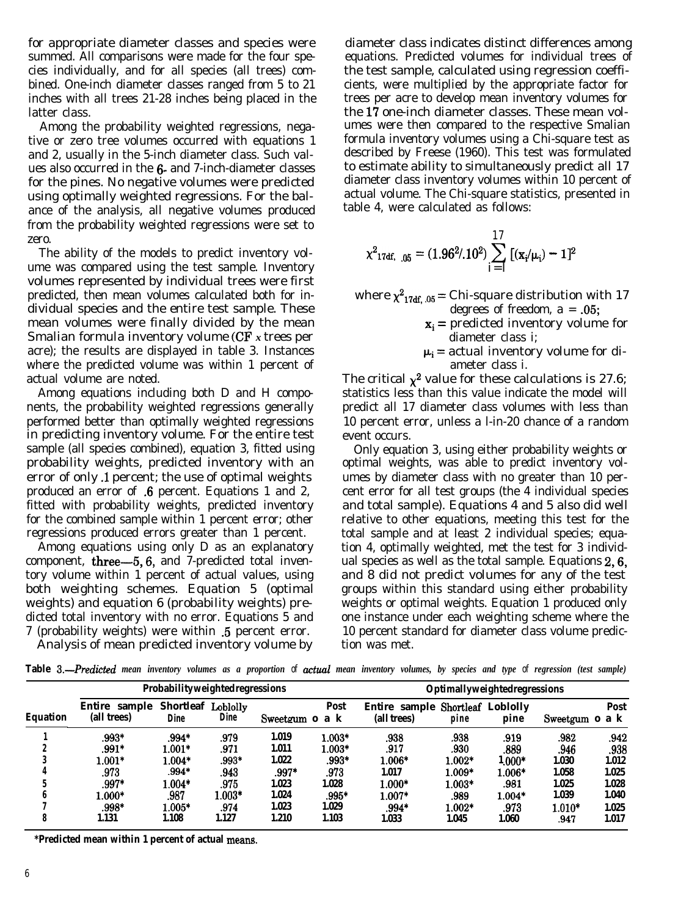for appropriate diameter classes and species were summed. All comparisons were made for the four species individually, and for all species (all trees) combined. One-inch diameter classes ranged from 5 to 21 inches with all trees 21-28 inches being placed in the latter class.

Among the probability weighted regressions, negative or zero tree volumes occurred with equations 1 and 2, usually in the 5-inch diameter class. Such values also occurred in the 6- and 7-inch-diameter classes for the pines. No negative volumes were predicted using optimally weighted regressions. For the balance of the analysis, all negative volumes produced from the probability weighted regressions were set to zero.

The ability of the models to predict inventory volume was compared using the test sample. Inventory volumes represented by individual trees were first predicted, then mean volumes calculated both for individual species and the entire test sample. These mean volumes were finally divided by the mean Smalian formula inventory volume (CF x trees per acre); the results are displayed in table 3. Instances where the predicted volume was within 1 percent of actual volume are noted.

Among equations including both D and H components, the probability weighted regressions generally performed better than optimally weighted regressions in predicting inventory volume. For the entire test sample (all species combined), equation 3, fitted using probability weights, predicted inventory with an error of only .1 percent; the use of optimal weights produced an error of .6 percent. Equations 1 and 2, fitted with probability weights, predicted inventory for the combined sample within 1 percent error; other regressions produced errors greater than 1 percent.

Among equations using only D as an explanatory component, three—5, 6, and 7-predicted total inventory volume within 1 percent of actual values, using both weighting schemes. Equation 5 (optimal weights) and equation 6 (probability weights) predicted total inventory with no error. Equations 5 and 7 (probability weights) were within .5 percent error.

Analysis of mean predicted inventory volume by diameter class indicates distinct differences among equations. Predicted volumes for individual trees of the test sample, calculated using regression coefficients, were multiplied by the appropriate factor for trees per acre to develop mean inventory volumes for the 17 one-inch diameter classes. These mean volumes were then compared to the respective Smalian formula inventory volumes using a Chi-square test as described by Freese (1960). This test was formulated to estimate ability to simultaneously predict all 17 diameter class inventory volumes within 10 percent of actual volume. The Chi-square statistics, presented in table 4, were calculated as follows:

$$\chi^2_{17df,\ .05} = (1.96^2/.10^2) \sum_{i=1}^{17} [(x_i/\mu_i) - 1]^2$$

where $\chi^2_{17df,\ .05}$ = Chi-square distribution with 17 degrees of freedom, a = .05;
$x_i$ = predicted inventory volume for diameter class i;
$\mu_i$ = actual inventory volume for diameter class i.

The critical $\chi^2$ value for these calculations is 27.6; statistics less than this value indicate the model will predict all 17 diameter class volumes with less than 10 percent error, unless a l-in-20 chance of a random event occurs.

Only equation 3, using either probability weights or optimal weights, was able to predict inventory volumes by diameter class with no greater than 10 percent error for all test groups (the 4 individual species and total sample). Equations 4 and 5 also did well relative to other equations, meeting this test for the total sample and at least 2 individual species; equation 4, optimally weighted, met the test for 3 individual species as well as the total sample. Equations 2, 6, and 8 did not predict volumes for any of the test groups within this standard using either probability weights or optimal weights. Equation 1 produced only one instance under each weighting scheme where the 10 percent standard for diameter class volume prediction was met.

**Table 3.**—*Predicted mean inventory volumes as a proportion of actual mean inventory volumes, by species and type of regression (test sample)*

| Equation | Probability weighted regressions | | | | | Optimally weighted regressions | | | | |
|---|---|---|---|---|---|---|---|---|---|---|
| | Entire sample (all trees) | Shortleaf pine | Loblolly pine | Sweetgum | Post oak | Entire sample (all trees) | Shortleaf pine | Loblolly pine | Sweetgum | Post oak |
| 1 | .993* | .994* | .979 | 1.019 | 1.003* | .938 | .938 | .919 | .982 | .942 |
| 2 | .991* | 1.001* | .971 | 1.011 | 1.003* | .917 | .930 | .889 | .946 | .938 |
| 3 | 1.001* | 1.004* | .993* | 1.022 | .993* | 1.006* | 1.002* | 1.000* | 1.030 | 1.012 |
| 4 | .973 | .994* | .943 | .997* | .973 | 1.017 | 1.009* | 1.006* | 1.058 | 1.025 |
| 5 | .997* | 1.004* | .975 | 1.023 | 1.028 | 1.000* | 1.003* | .981 | 1.025 | 1.028 |
| 6 | 1.000* | .987 | 1.003* | 1.024 | .995* | 1.007* | .989 | 1.004* | 1.039 | 1.040 |
| 7 | .998* | 1.005* | .974 | 1.023 | 1.029 | .994* | 1.002* | .973 | 1.010* | 1.025 |
| 8 | 1.131 | 1.108 | 1.127 | 1.210 | 1.103 | 1.033 | 1.045 | 1.060 | .947 | 1.017 |

*Predicted mean within 1 percent of actual means.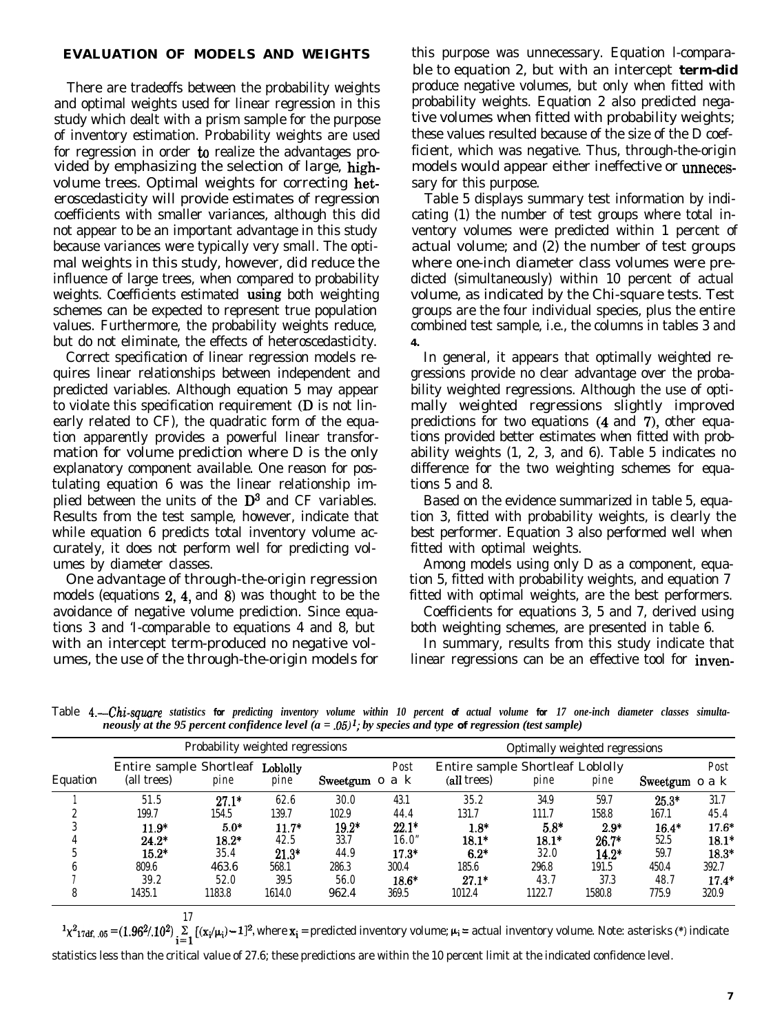## EVALUATION OF MODELS AND WEIGHTS

There are tradeoffs between the probability weights and optimal weights used for linear regression in this study which dealt with a prism sample for the purpose of inventory estimation. Probability weights are used for regression in order to realize the advantages provided by emphasizing the selection of large, high-volume trees. Optimal weights for correcting heteroscedasticity will provide estimates of regression coefficients with smaller variances, although this did not appear to be an important advantage in this study because variances were typically very small. The optimal weights in this study, however, did reduce the influence of large trees, when compared to probability weights. Coefficients estimated using both weighting schemes can be expected to represent true population values. Furthermore, the probability weights reduce, but do not eliminate, the effects of heteroscedasticity.

Correct specification of linear regression models requires linear relationships between independent and predicted variables. Although equation 5 may appear to violate this specification requirement (D is not linearly related to CF), the quadratic form of the equation apparently provides a powerful linear transformation for volume prediction where D is the only explanatory component available. One reason for postulating equation 6 was the linear relationship implied between the units of the $D^3$ and CF variables. Results from the test sample, however, indicate that while equation 6 predicts total inventory volume accurately, it does not perform well for predicting volumes by diameter classes.

One advantage of through-the-origin regression models (equations 2, 4, and 8) was thought to be the avoidance of negative volume prediction. Since equations 3 and 7-comparable to equations 4 and 8, but with an intercept term-produced no negative volumes, the use of the through-the-origin models for this purpose was unnecessary. Equation 1-comparable to equation 2, but with an intercept term-did produce negative volumes, but only when fitted with probability weights. Equation 2 also predicted negative volumes when fitted with probability weights; these values resulted because of the size of the D coefficient, which was negative. Thus, through-the-origin models would appear either ineffective or unnecessary for this purpose.

Table 5 displays summary test information by indicating (1) the number of test groups where total inventory volumes were predicted within 1 percent of actual volume; and (2) the number of test groups where one-inch diameter class volumes were predicted (simultaneously) within 10 percent of actual volume, as indicated by the Chi-square tests. Test groups are the four individual species, plus the entire combined test sample, i.e., the columns in tables 3 and 4.

In general, it appears that optimally weighted regressions provide no clear advantage over the probability weighted regressions. Although the use of optimally weighted regressions slightly improved predictions for two equations (4 and 7), other equations provided better estimates when fitted with probability weights (1, 2, 3, and 6). Table 5 indicates no difference for the two weighting schemes for equations 5 and 8.

Based on the evidence summarized in table 5, equation 3, fitted with probability weights, is clearly the best performer. Equation 3 also performed well when fitted with optimal weights.

Among models using only D as a component, equation 5, fitted with probability weights, and equation 7 fitted with optimal weights, are the best performers.

Coefficients for equations 3, 5 and 7, derived using both weighting schemes, are presented in table 6.

In summary, results from this study indicate that linear regressions can be an effective tool for inven-

Table 4.—*Chi-square statistics for predicting inventory volume within 10 percent of actual volume for 17 one-inch diameter classes simultaneously at the 95 percent confidence level ($a = .05$)[1]; by species and type of regression (test sample)*

| | Probability weighted regressions | | | | | Optimally weighted regressions | | | | |
|---|---|---|---|---|---|---|---|---|---|---|
| Equation | Entire sample (all trees) | Shortleaf pine | Loblolly pine | Sweetgum | Post oak | Entire sample (all trees) | Shortleaf pine | Loblolly pine | Sweetgum | Post oak |
| 1 | 51.5 | 27.1* | 62.6 | 30.0 | 43.1 | 35.2 | 34.9 | 59.7 | 25.3* | 31.7 |
| 2 | 199.7 | 154.5 | 139.7 | 102.9 | 44.4 | 131.7 | 111.7 | 158.8 | 167.1 | 45.4 |
| 3 | 11.9* | 5.0* | 11.7* | 19.2* | 22.1* | 1.8* | 5.8* | 2.9* | 16.4* | 17.6* |
| 4 | 24.2* | 18.2* | 42.5 | 33.7 | 16.0" | 18.1* | 18.1* | 26.7* | 52.5 | 18.1* |
| 5 | 15.2* | 35.4 | 21.3* | 44.9 | 17.3* | 6.2* | 32.0 | 14.2* | 59.7 | 18.3* |
| 6 | 809.6 | 463.6 | 568.1 | 286.3 | 300.4 | 185.6 | 296.8 | 191.5 | 450.4 | 392.7 |
| 7 | 39.2 | 52.0 | 39.5 | 56.0 | 18.6* | 27.1* | 43.7 | 37.3 | 48.7 | 17.4* |
| 8 | 1435.1 | 1183.8 | 1614.0 | 962.4 | 369.5 | 1012.4 | 1122.7 | 1580.8 | 775.9 | 320.9 |

[1] $\chi^2_{17df,\ .05} = (1.96^2/.10^2) \sum_{i=1}^{17} [(x_i/\mu_i) - 1]^2$, where $x_i$ = predicted inventory volume; $\mu_i$ = actual inventory volume. Note: asterisks (*) indicate statistics less than the critical value of 27.6; these predictions are within the 10 percent limit at the indicated confidence level.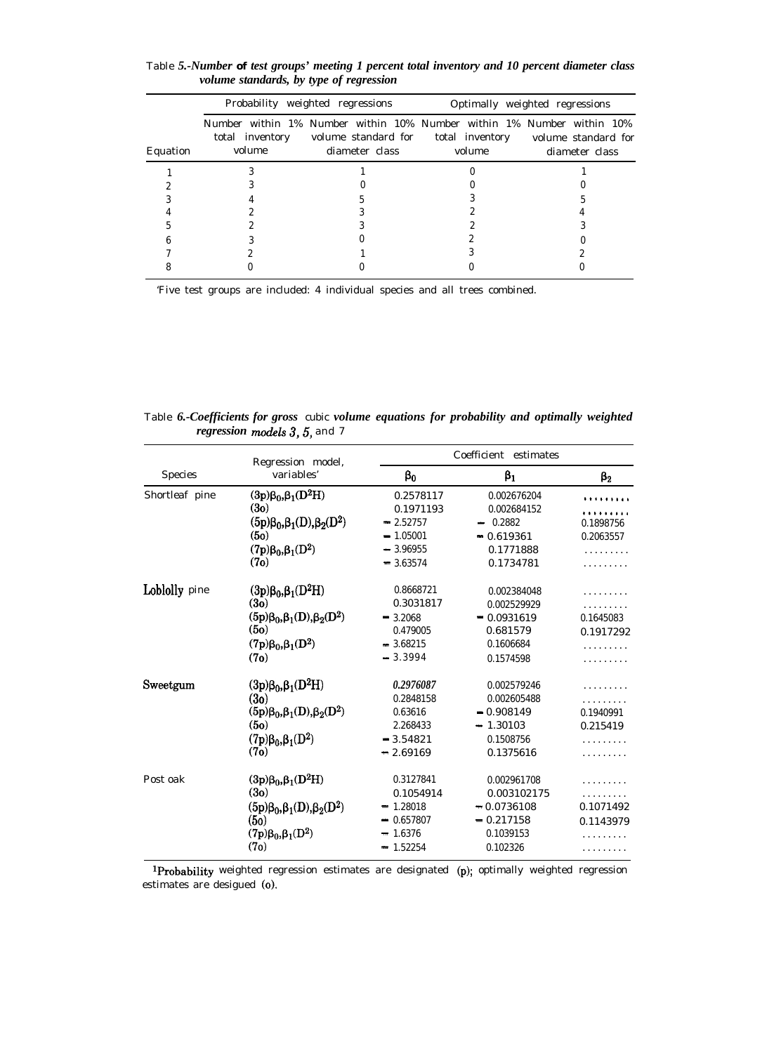Table *5.-Number of test groups' meeting 1 percent total inventory and 10 percent diameter class volume standards, by type of regression*

| | Probability weighted regressions | | Optimally weighted regressions | |
|---|---|---|---|---|
| Equation | Number within 1% total inventory volume | Number within 10% volume standard for diameter class | Number within 1% total inventory volume | Number within 10% volume standard for diameter class |
| 1 | 3 | 1 | 0 | 1 |
| 2 | 3 | 0 | 0 | 0 |
| 3 | 4 | 5 | 3 | 5 |
| 4 | 2 | 3 | 2 | 4 |
| 5 | 2 | 3 | 2 | 3 |
| 6 | 3 | 0 | 2 | 0 |
| 7 | 2 | 1 | 3 | 2 |
| 8 | 0 | 0 | 0 | 0 |

'Five test groups are included: 4 individual species and all trees combined.

Table *6.-Coefficients for gross* cubic *volume equations for probability and optimally weighted regression models 3, 5,* and 7

| Species | Regression model, variables' | Coefficient estimates | | |
|---|---|---|---|---|
| | | $\beta_0$ | $\beta_1$ | $\beta_2$ |
| Shortleaf pine | $(3p)\beta_0,\beta_1(D^2H)$ | 0.2578117 | 0.002676204 | ......... |
| | (3o) | 0.1971193 | 0.002684152 | ......... |
| | $(5p)\beta_0,\beta_1(D),\beta_2(D^2)$ | −2.52757 | −0.2882 | 0.1898756 |
| | (5o) | −1.05001 | −0.619361 | 0.2063557 |
| | $(7p)\beta_0,\beta_1(D^2)$ | −3.96955 | 0.1771888 | ......... |
| | (7o) | −3.63574 | 0.1734781 | ......... |
| Loblolly pine | $(3p)\beta_0,\beta_1(D^2H)$ | 0.8668721 | 0.002384048 | ......... |
| | (3o) | 0.3031817 | 0.002529929 | ......... |
| | $(5p)\beta_0,\beta_1(D),\beta_2(D^2)$ | −3.2068 | −0.0931619 | 0.1645083 |
| | (5o) | 0.479005 | 0.681579 | 0.1917292 |
| | $(7p)\beta_0,\beta_1(D^2)$ | −3.68215 | 0.1606684 | ......... |
| | (7o) | −3.3994 | 0.1574598 | ......... |
| Sweetgum | $(3p)\beta_0,\beta_1(D^2H)$ | 0.2976087 | 0.002579246 | ......... |
| | (3o) | 0.2848158 | 0.002605488 | ......... |
| | $(5p)\beta_0,\beta_1(D),\beta_2(D^2)$ | 0.63616 | −0.908149 | 0.1940991 |
| | (5o) | 2.268433 | −1.30103 | 0.215419 |
| | $(7p)\beta_0,\beta_1(D^2)$ | −3.54821 | 0.1508756 | ......... |
| | (7o) | −2.69169 | 0.1375616 | ......... |
| Post oak | $(3p)\beta_0,\beta_1(D^2H)$ | 0.3127841 | 0.002961708 | ......... |
| | (3o) | 0.1054914 | 0.003102175 | ......... |
| | $(5p)\beta_0,\beta_1(D),\beta_2(D^2)$ | −1.28018 | −0.0736108 | 0.1071492 |
| | (5o) | −0.657807 | −0.217158 | 0.1143979 |
| | $(7p)\beta_0,\beta_1(D^2)$ | −1.6376 | 0.1039153 | ......... |
| | (7o) | −1.52254 | 0.102326 | ......... |

[1]Probability weighted regression estimates are designated (p); optimally weighted regression estimates are desigued (o).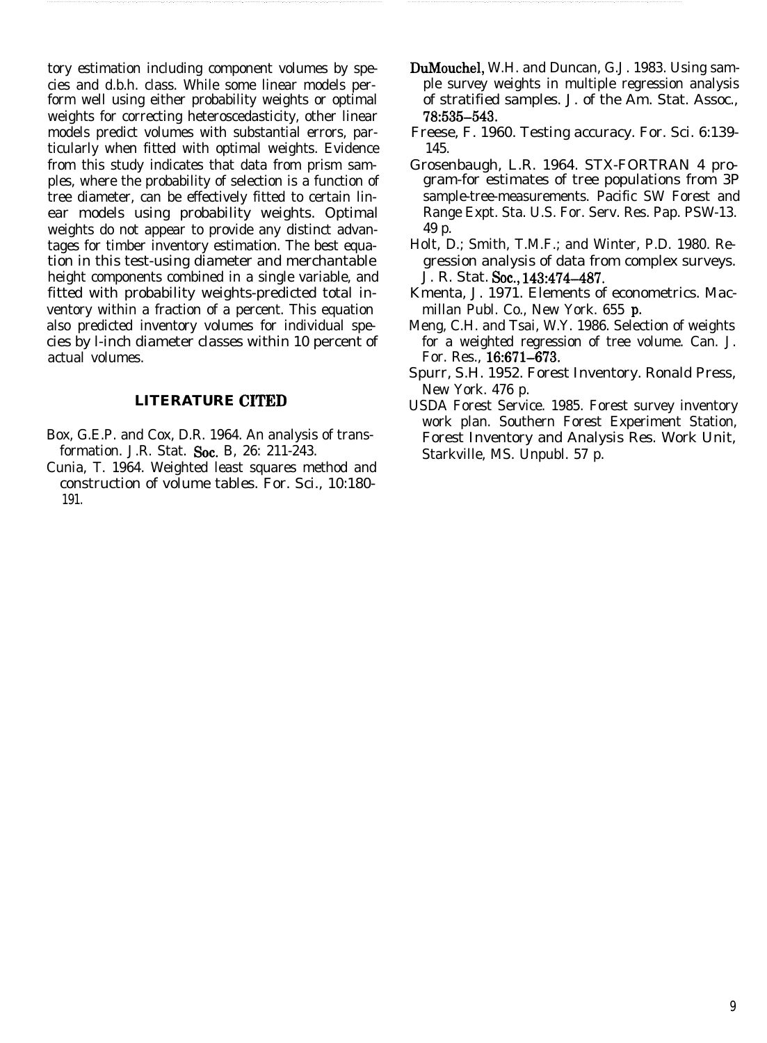tory estimation including component volumes by species and d.b.h. class. While some linear models perform well using either probability weights or optimal weights for correcting heteroscedasticity, other linear models predict volumes with substantial errors, particularly when fitted with optimal weights. Evidence from this study indicates that data from prism samples, where the probability of selection is a function of tree diameter, can be effectively fitted to certain linear models using probability weights. Optimal weights do not appear to provide any distinct advantages for timber inventory estimation. The best equation in this test-using diameter and merchantable height components combined in a single variable, and fitted with probability weights-predicted total inventory within a fraction of a percent. This equation also predicted inventory volumes for individual species by l-inch diameter classes within 10 percent of actual volumes.

## LITERATURE CITED

Box, G.E.P. and Cox, D.R. 1964. An analysis of transformation. J.R. Stat. Soc. B, 26: 211-243.

Cunia, T. 1964. Weighted least squares method and construction of volume tables. For. Sci., 10:180-191.

DuMouchel, W.H. and Duncan, G.J. 1983. Using sample survey weights in multiple regression analysis of stratified samples. J. of the Am. Stat. Assoc., 78:535–543.

Freese, F. 1960. Testing accuracy. For. Sci. 6:139-145.

Grosenbaugh, L.R. 1964. STX-FORTRAN 4 program-for estimates of tree populations from 3P sample-tree-measurements. Pacific SW Forest and Range Expt. Sta. U.S. For. Serv. Res. Pap. PSW-13. 49 p.

Holt, D.; Smith, T.M.F.; and Winter, P.D. 1980. Regression analysis of data from complex surveys. J. R. Stat. Soc., 143:474–487.

Kmenta, J. 1971. Elements of econometrics. Macmillan Publ. Co., New York. 655 p.

Meng, C.H. and Tsai, W.Y. 1986. Selection of weights for a weighted regression of tree volume. Can. J. For. Res., 16:671–673.

Spurr, S.H. 1952. Forest Inventory. Ronald Press, New York. 476 p.

USDA Forest Service. 1985. Forest survey inventory work plan. Southern Forest Experiment Station, Forest Inventory and Analysis Res. Work Unit, Starkville, MS. Unpubl. 57 p.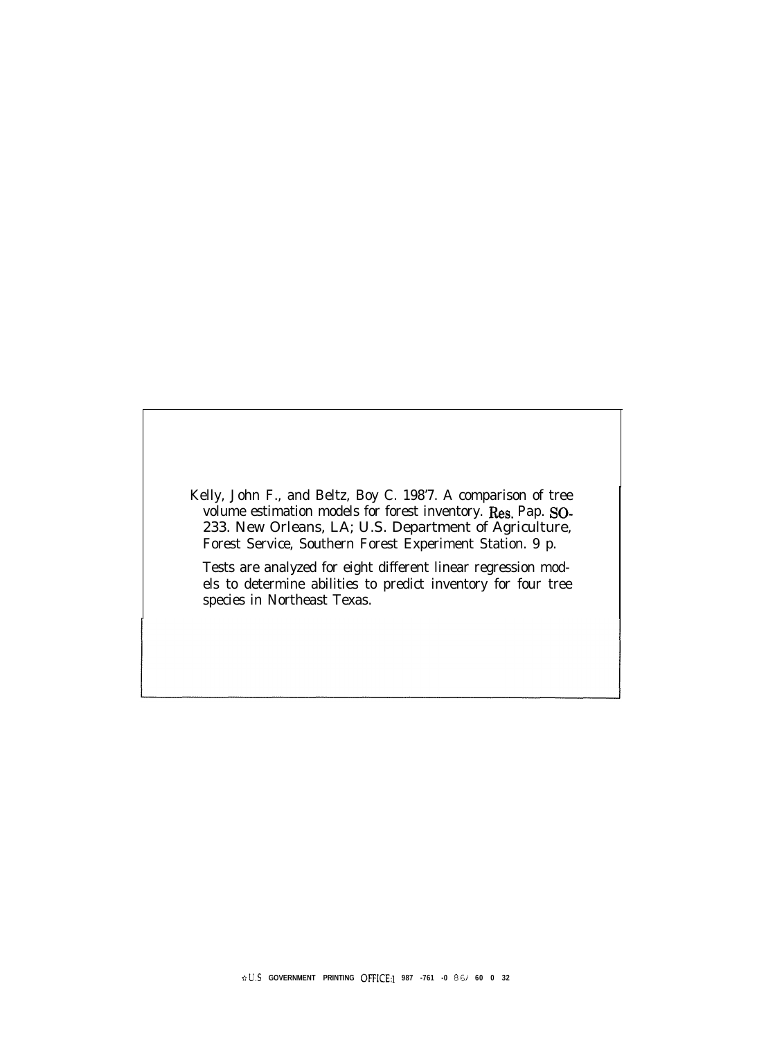Kelly, John F., and Beltz, Boy C. 198'7. A comparison of tree volume estimation models for forest inventory. Res. Pap. SO-233. New Orleans, LA; U.S. Department of Agriculture, Forest Service, Southern Forest Experiment Station. 9 p.

Tests are analyzed for eight different linear regression models to determine abilities to predict inventory for four tree species in Northeast Texas.

☆U.S GOVERNMENT PRINTING OFFICE:1 987 -761 -0 86/ 60 0 32